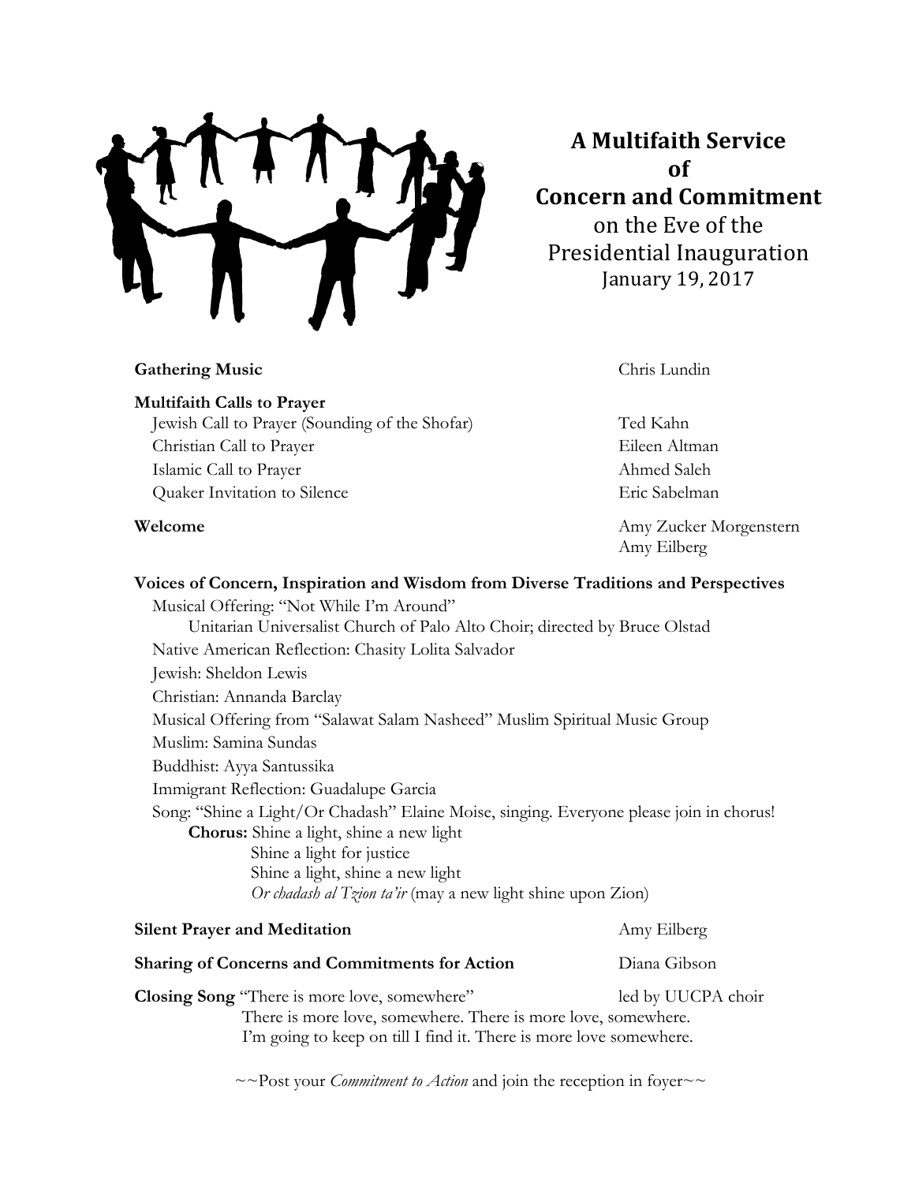# A Multifaith Service of Concern and Commitment

on the Eve of the Presidential Inauguration
January 19, 2017

**Gathering Music** — Chris Lundin

**Multifaith Calls to Prayer**

- Jewish Call to Prayer (Sounding of the Shofar) — Ted Kahn
- Christian Call to Prayer — Eileen Altman
- Islamic Call to Prayer — Ahmed Saleh
- Quaker Invitation to Silence — Eric Sabelman

**Welcome** — Amy Zucker Morgenstern, Amy Eilberg

**Voices of Concern, Inspiration and Wisdom from Diverse Traditions and Perspectives**

Musical Offering: "Not While I'm Around"
Unitarian Universalist Church of Palo Alto Choir; directed by Bruce Olstad

Native American Reflection: Chasity Lolita Salvador

Jewish: Sheldon Lewis

Christian: Annanda Barclay

Musical Offering from "Salawat Salam Nasheed" Muslim Spiritual Music Group

Muslim: Samina Sundas

Buddhist: Ayya Santussika

Immigrant Reflection: Guadalupe Garcia

Song: "Shine a Light/Or Chadash" Elaine Moise, singing. Everyone please join in chorus!

**Chorus:** Shine a light, shine a new light
Shine a light for justice
Shine a light, shine a new light
*Or chadash al Tzion ta'ir* (may a new light shine upon Zion)

**Silent Prayer and Meditation** — Amy Eilberg

**Sharing of Concerns and Commitments for Action** — Diana Gibson

**Closing Song** "There is more love, somewhere" — led by UUCPA choir

There is more love, somewhere. There is more love, somewhere.
I'm going to keep on till I find it. There is more love somewhere.

~~Post your *Commitment to Action* and join the reception in foyer~~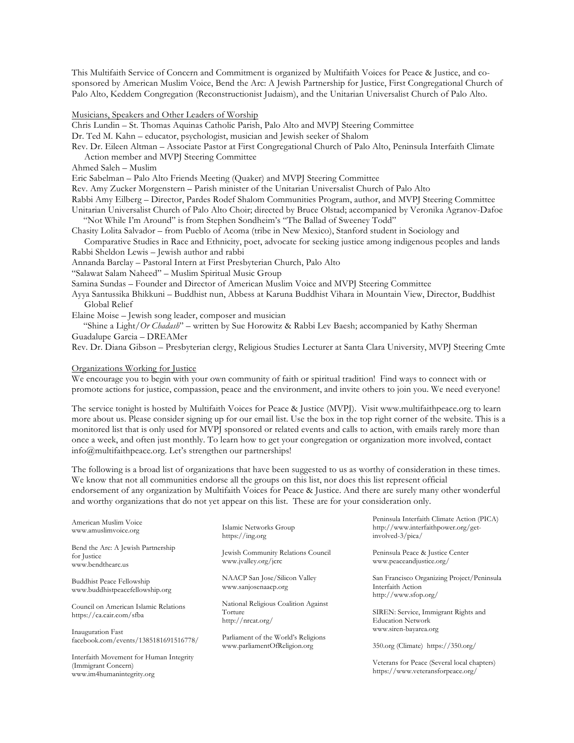This Multifaith Service of Concern and Commitment is organized by Multifaith Voices for Peace & Justice, and co-sponsored by American Muslim Voice, Bend the Arc: A Jewish Partnership for Justice, First Congregational Church of Palo Alto, Keddem Congregation (Reconstructionist Judaism), and the Unitarian Universalist Church of Palo Alto.

<u>Musicians, Speakers and Other Leaders of Worship</u>

Chris Lundin – St. Thomas Aquinas Catholic Parish, Palo Alto and MVPJ Steering Committee
Dr. Ted M. Kahn – educator, psychologist, musician and Jewish seeker of Shalom
Rev. Dr. Eileen Altman – Associate Pastor at First Congregational Church of Palo Alto, Peninsula Interfaith Climate Action member and MVPJ Steering Committee
Ahmed Saleh – Muslim
Eric Sabelman – Palo Alto Friends Meeting (Quaker) and MVPJ Steering Committee
Rev. Amy Zucker Morgenstern – Parish minister of the Unitarian Universalist Church of Palo Alto
Rabbi Amy Eilberg – Director, Pardes Rodef Shalom Communities Program, author, and MVPJ Steering Committee
Unitarian Universalist Church of Palo Alto Choir; directed by Bruce Olstad; accompanied by Veronika Agranov-Dafoe
"Not While I'm Around" is from Stephen Sondheim's "The Ballad of Sweeney Todd"
Chasity Lolita Salvador – from Pueblo of Acoma (tribe in New Mexico), Stanford student in Sociology and Comparative Studies in Race and Ethnicity, poet, advocate for seeking justice among indigenous peoples and lands
Rabbi Sheldon Lewis – Jewish author and rabbi
Annanda Barclay – Pastoral Intern at First Presbyterian Church, Palo Alto
"Salawat Salam Naheed" – Muslim Spiritual Music Group
Samina Sundas – Founder and Director of American Muslim Voice and MVPJ Steering Committee
Ayya Santussika Bhikkuni – Buddhist nun, Abbess at Karuna Buddhist Vihara in Mountain View, Director, Buddhist Global Relief
Elaine Moise – Jewish song leader, composer and musician
"Shine a Light/*Or Chadash*" – written by Sue Horowitz & Rabbi Lev Baesh; accompanied by Kathy Sherman
Guadalupe Garcia – DREAMer
Rev. Dr. Diana Gibson – Presbyterian clergy, Religious Studies Lecturer at Santa Clara University, MVPJ Steering Cmte

<u>Organizations Working for Justice</u>

We encourage you to begin with your own community of faith or spiritual tradition! Find ways to connect with or promote actions for justice, compassion, peace and the environment, and invite others to join you. We need everyone!

The service tonight is hosted by Multifaith Voices for Peace & Justice (MVPJ). Visit www.multifaithpeace.org to learn more about us. Please consider signing up for our email list. Use the box in the top right corner of the website. This is a monitored list that is only used for MVPJ sponsored or related events and calls to action, with emails rarely more than once a week, and often just monthly. To learn how to get your congregation or organization more involved, contact info@multifaithpeace.org. Let's strengthen our partnerships!

The following is a broad list of organizations that have been suggested to us as worthy of consideration in these times. We know that not all communities endorse all the groups on this list, nor does this list represent official endorsement of any organization by Multifaith Voices for Peace & Justice. And there are surely many other wonderful and worthy organizations that do not yet appear on this list. These are for your consideration only.

American Muslim Voice
www.amuslimvoice.org

Bend the Arc: A Jewish Partnership for Justice
www.bendthearc.us

Buddhist Peace Fellowship
www.buddhistpeacefellowship.org

Council on American Islamic Relations
https://ca.cair.com/sfba

Inauguration Fast
facebook.com/events/1385181691516778/

Interfaith Movement for Human Integrity (Immigrant Concern)
www.im4humanintegrity.org

Islamic Networks Group
https://ing.org

Jewish Community Relations Council
www.jvalley.org/jcrc

NAACP San Jose/Silicon Valley
www.sanjosenaacp.org

National Religious Coalition Against Torture
http://nrcat.org/

Parliament of the World's Religions
www.parliamentOfReligion.org

Peninsula Interfaith Climate Action (PICA)
http://www.interfaithpower.org/get-involved-3/pica/

Peninsula Peace & Justice Center
www.peaceandjustice.org/

San Francisco Organizing Project/Peninsula Interfaith Action
http://www.sfop.org/

SIREN: Service, Immigrant Rights and Education Network
www.siren-bayarea.org

350.org (Climate) https://350.org/

Veterans for Peace (Several local chapters)
https://www.veteransforpeace.org/